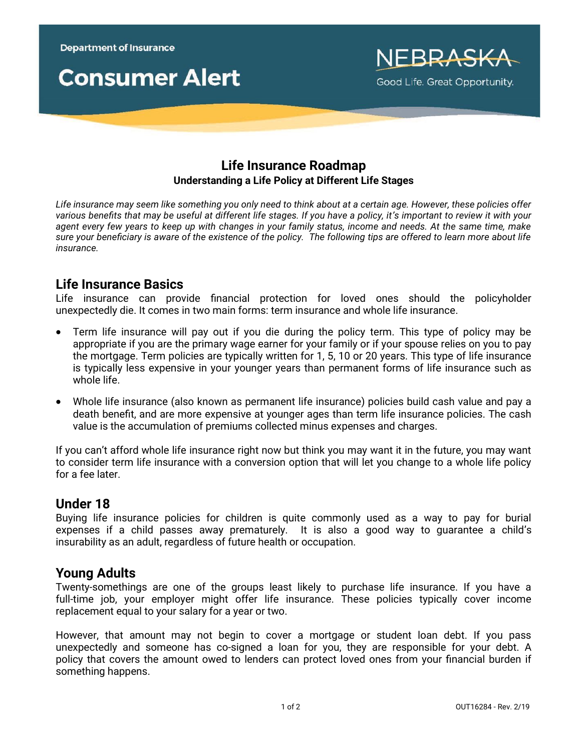Department of Insurance

# Consumer Alert

NEBRASKA
Good Life. Great Opportunity.

## Life Insurance Roadmap

**Understanding a Life Policy at Different Life Stages**

*Life insurance may seem like something you only need to think about at a certain age. However, these policies offer various benefits that may be useful at different life stages. If you have a policy, it's important to review it with your agent every few years to keep up with changes in your family status, income and needs. At the same time, make sure your beneficiary is aware of the existence of the policy. The following tips are offered to learn more about life insurance.*

### Life Insurance Basics

Life insurance can provide financial protection for loved ones should the policyholder unexpectedly die. It comes in two main forms: term insurance and whole life insurance.

- Term life insurance will pay out if you die during the policy term. This type of policy may be appropriate if you are the primary wage earner for your family or if your spouse relies on you to pay the mortgage. Term policies are typically written for 1, 5, 10 or 20 years. This type of life insurance is typically less expensive in your younger years than permanent forms of life insurance such as whole life.
- Whole life insurance (also known as permanent life insurance) policies build cash value and pay a death benefit, and are more expensive at younger ages than term life insurance policies. The cash value is the accumulation of premiums collected minus expenses and charges.

If you can't afford whole life insurance right now but think you may want it in the future, you may want to consider term life insurance with a conversion option that will let you change to a whole life policy for a fee later.

### Under 18

Buying life insurance policies for children is quite commonly used as a way to pay for burial expenses if a child passes away prematurely. It is also a good way to guarantee a child's insurability as an adult, regardless of future health or occupation.

### Young Adults

Twenty-somethings are one of the groups least likely to purchase life insurance. If you have a full-time job, your employer might offer life insurance. These policies typically cover income replacement equal to your salary for a year or two.

However, that amount may not begin to cover a mortgage or student loan debt. If you pass unexpectedly and someone has co-signed a loan for you, they are responsible for your debt. A policy that covers the amount owed to lenders can protect loved ones from your financial burden if something happens.

OUT16284 - Rev. 2/19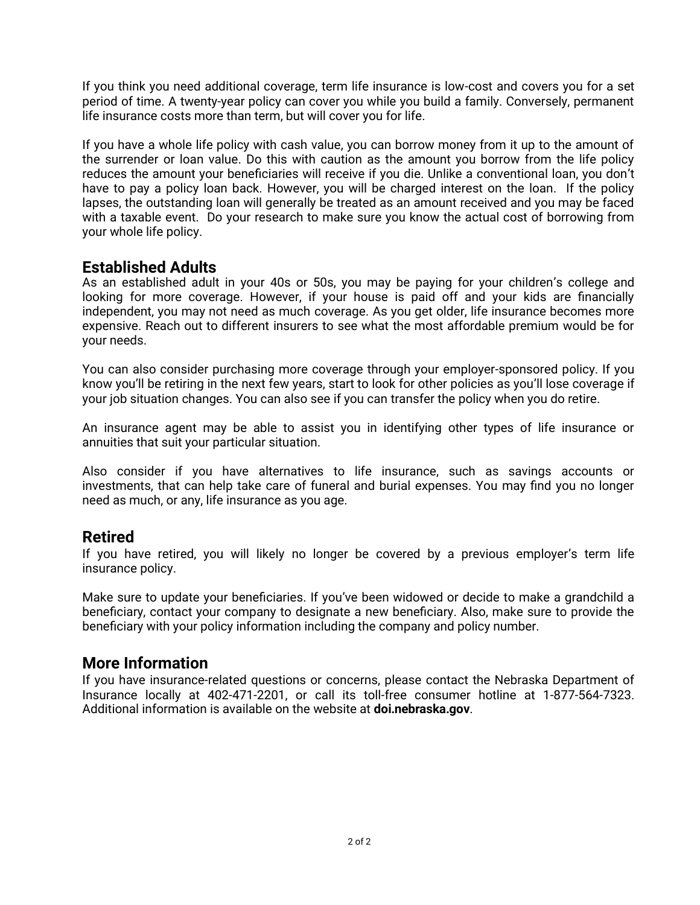If you think you need additional coverage, term life insurance is low-cost and covers you for a set period of time. A twenty-year policy can cover you while you build a family. Conversely, permanent life insurance costs more than term, but will cover you for life.

If you have a whole life policy with cash value, you can borrow money from it up to the amount of the surrender or loan value. Do this with caution as the amount you borrow from the life policy reduces the amount your beneficiaries will receive if you die. Unlike a conventional loan, you don't have to pay a policy loan back. However, you will be charged interest on the loan. If the policy lapses, the outstanding loan will generally be treated as an amount received and you may be faced with a taxable event. Do your research to make sure you know the actual cost of borrowing from your whole life policy.

## Established Adults

As an established adult in your 40s or 50s, you may be paying for your children's college and looking for more coverage. However, if your house is paid off and your kids are financially independent, you may not need as much coverage. As you get older, life insurance becomes more expensive. Reach out to different insurers to see what the most affordable premium would be for your needs.

You can also consider purchasing more coverage through your employer-sponsored policy. If you know you'll be retiring in the next few years, start to look for other policies as you'll lose coverage if your job situation changes. You can also see if you can transfer the policy when you do retire.

An insurance agent may be able to assist you in identifying other types of life insurance or annuities that suit your particular situation.

Also consider if you have alternatives to life insurance, such as savings accounts or investments, that can help take care of funeral and burial expenses. You may find you no longer need as much, or any, life insurance as you age.

## Retired

If you have retired, you will likely no longer be covered by a previous employer's term life insurance policy.

Make sure to update your beneficiaries. If you've been widowed or decide to make a grandchild a beneficiary, contact your company to designate a new beneficiary. Also, make sure to provide the beneficiary with your policy information including the company and policy number.

## More Information

If you have insurance-related questions or concerns, please contact the Nebraska Department of Insurance locally at 402-471-2201, or call its toll-free consumer hotline at 1-877-564-7323. Additional information is available on the website at **doi.nebraska.gov**.